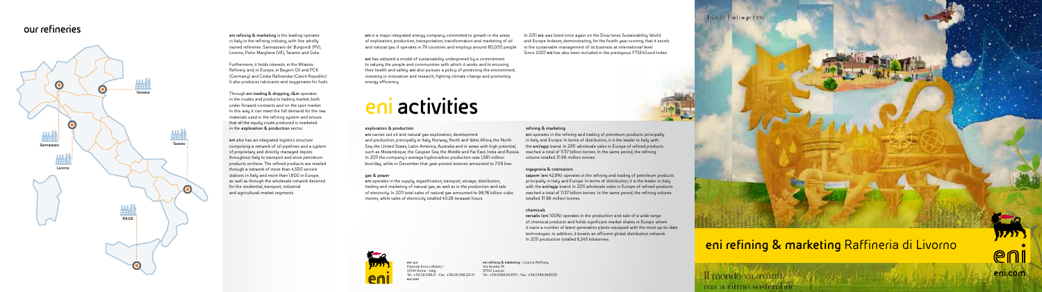## our refineries

Venezia

Sannazzaro

Livorno

Taranto

RA.GE

**eni refining & marketing** is the leading operator in Italy in the refining industry, with five wholly owned refineries: Sannazzaro de' Burgondi (PV), Livorno, Porto Marghera (VE), Taranto and Gela.

Furthermore, it holds interests in the Milazzo Refinery and, in Europe, in Bayern Oil and PCK (Germany) and Ceska Rafinerska (Czech Republic). It also produces lubricants and oxygenates for fuels.

Through **eni trading & shipping**, **r&m** operates in the crudes and products trading market, both under forward contracts and on the spot market. In this way it can meet the full demand for the raw materials used in the refining system and ensure that all the equity crude produced is marketed in the **exploration & production** sector.

**eni** also has an integrated logistics structure comprising a network of oil pipelines and a system of proprietary and directly managed depots throughout Italy to transport and store petroleum products onshore. The refined products are retailed through a network of more than 4,500 service stations in Italy and more than 1,600 in Europe, as well as through the wholesale network destined for the residential, transport, industrial and agricultural market segments.

**eni** is a major integrated energy company, committed to growth in the areas of exploration, production, transportation, transformation and marketing of oil and natural gas. It operates in 79 countries and employs around 80,000 people.

**eni** has adopted a model of sustainability underpinned by a commitment to valuing the people and communities with which it works and to ensuring their health and safety. **eni** also pursues a policy of protecting the environment, investing in innovation and research, fighting climate change and promoting energy efficiency.

In 2011 **eni** was listed once again on the Dow Jones Sustainability World and Europe Indexes, demonstrating, for the fourth year running, that it excels in the sustainable management of its business at international level. Since 2007 **eni** has also been included in the prestigious FTSE4Good Index.

# eni activities

### exploration & production

**eni** carries out oil and natural gas exploration, development and production, principally in Italy, Norway, North and West Africa, the North Sea, the United States, Latin-America, Australia and in areas with high potential, such as Mozambique, the Caspian Sea, the Middle and Far East, India and Russia. In 2011 the company's average hydrocarbon production was 1,581 million boe/day, while in December that year proved reserves amounted to 7.09 boe.

### gas & power

**eni** operates in the supply, regasification, transport, storage, distribution, trading and marketing of natural gas, as well as in the production and sale of electricity. In 2011 total sales of natural gas amounted to 96.76 billion cubic metres, while sales of electricity totalled 40.28 terawatt hours.

### refining & marketing

**eni** operates in the refining and trading of petroleum products principally in Italy and Europe. In terms of distribution, it is the leader in Italy with the **eni/agip** brand. In 2011 wholesale sales in Europe of refined products reached a total of 11.37 billion tonnes. In the same period, the refining volume totalled 31.96 million tonnes.

### ingegneria & costruzioni

**saipem** (eni 42,9%) operates in the refining and trading of petroleum products principally in Italy and Europe. In terms of distribution, it is the leader in Italy with the **eni/agip** brand. In 2011 wholesale sales in Europe of refined products reached a total of 11.37 billion tonnes. In the same period, the refining volume totalled 31.96 million tonnes.

### chemicals

**versalis** (eni 100%) operates in the production and sale of a wide range of chemical products and holds significant market shares in Europe where it owns a number of latest generation plants equipped with the most up-to-date technologies. In addition, it boasts an efficient global distribution network. In 2011 production totalled 6,245 kilotonnes.

eni spa
Piazzale Enrico Mattei, 1
00144 Rome - Italy
Tel. +39.06.598.21 - Fax: +39.06.598.22141
eni.com

**eni refining & marketing** - Livorno Refinery
Via Aurelia, 7
57100 Livorno
Tel. +39.0586.948111 - Fax: +39.0586.948639

## eni refining & marketing Raffineria di Livorno

Il mondo va avanti,
ma a ritmo sostenibile

eni.com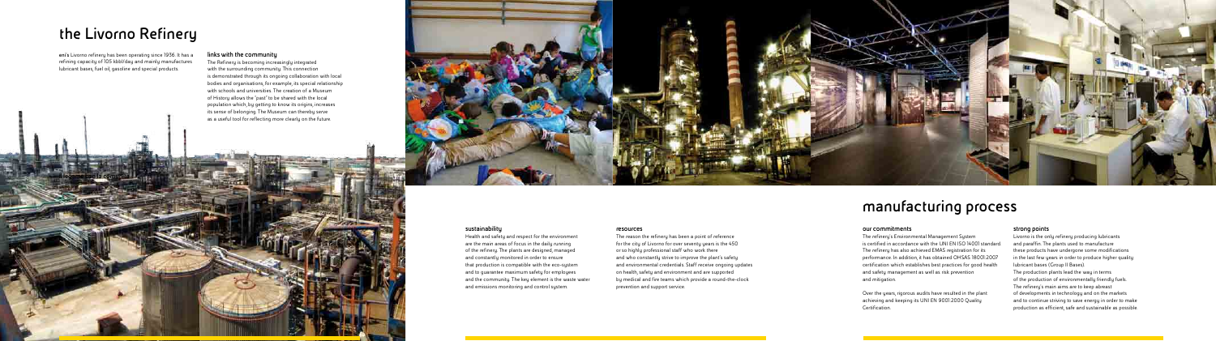# the Livorno Refinery

**eni**'s Livorno refinery has been operating since 1936. It has a refining capacity of 105 kbbl/day and mainly manufactures lubricant bases, fuel oil, gasoline and special products.

### links with the community

The Refinery is becoming increasingly integrated with the surrounding community. This connection is demonstrated through its ongoing collaboration with local bodies and organisations, for example, its special relationship with schools and universities. The creation of a Museum of History allows the "past" to be shared with the local population which, by getting to know its origins, increases its sense of belonging. The Museum can thereby serve as a useful tool for reflecting more clearly on the future.

## manufacturing process

### sustainability

Health and safety and respect for the environment are the main areas of focus in the daily running of the refinery. The plants are designed, managed and constantly monitored in order to ensure that production is compatible with the eco-system and to guarantee maximum safety for employees and the community. The key element is the waste water and emissions monitoring and control system.

### resources

The reason the refinery has been a point of reference for the city of Livorno for over seventy years is the 450 or so highly professional staff who work there and who constantly strive to improve the plant's safety and environmental credentials. Staff receive ongoing updates on health, safety and environment and are supported by medical and fire teams which provide a round-the-clock prevention and support service.

### our commitments

The refinery's Environmental Management System is certified in accordance with the UNI EN ISO 14001 standard. The refinery has also achieved EMAS registration for its performance. In addition, it has obtained OHSAS 18001:2007 certification which establishes best practices for good health and safety management as well as risk prevention and mitigation.

Over the years, rigorous audits have resulted in the plant achieving and keeping its UNI EN 9001:2000 Quality Certification.

### strong points

Livorno is the only refinery producing lubricants and paraffin. The plants used to manufacture these products have undergone some modifications in the last few years in order to produce higher quality lubricant bases (Group II Bases).
The production plants lead the way in terms of the production of environmentally friendly fuels. The refinery's main aims are to keep abreast of developments in technology and on the markets and to continue striving to save energy in order to make production as efficient, safe and sustainable as possible.